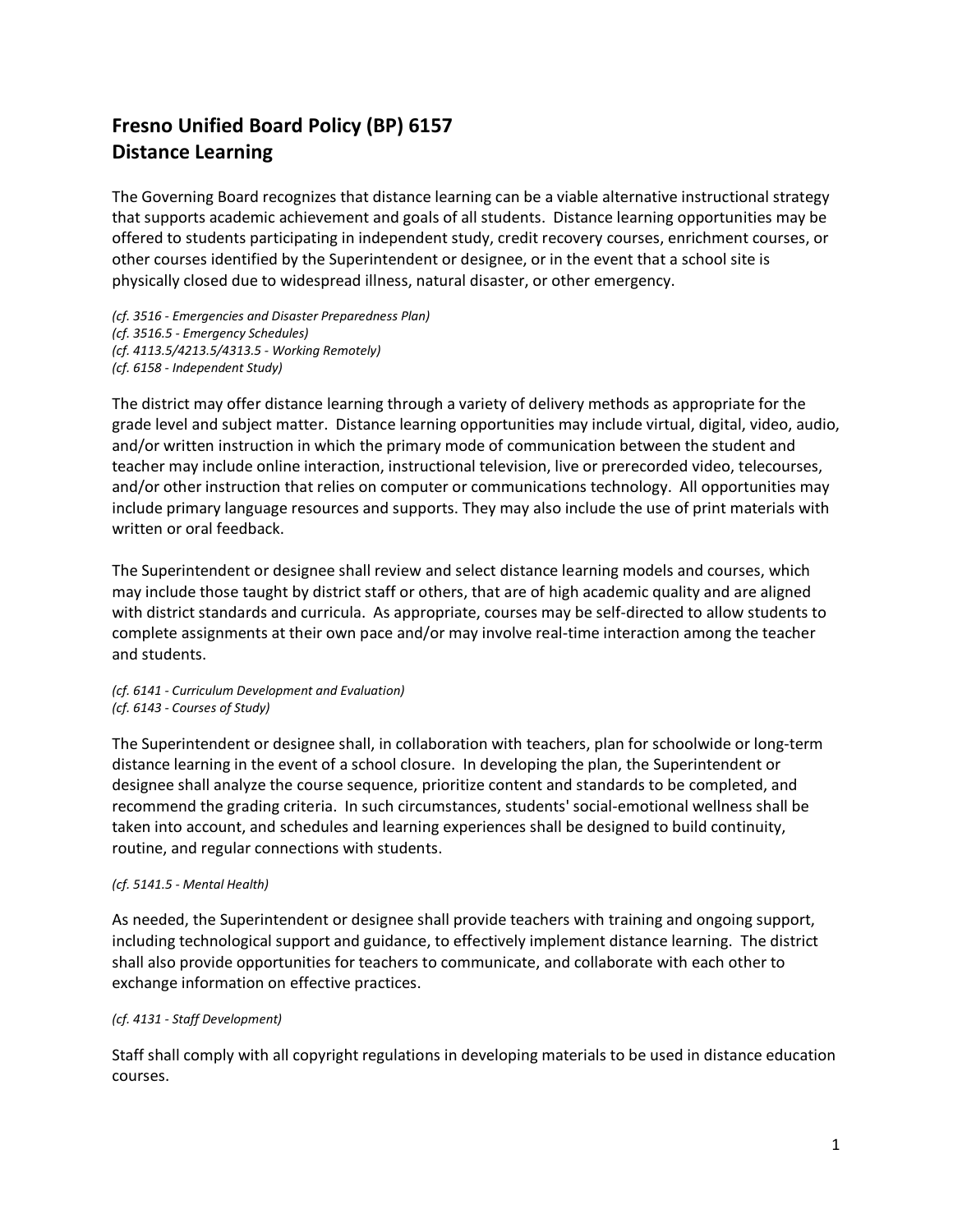# Fresno Unified Board Policy (BP) 6157
# Distance Learning

The Governing Board recognizes that distance learning can be a viable alternative instructional strategy that supports academic achievement and goals of all students. Distance learning opportunities may be offered to students participating in independent study, credit recovery courses, enrichment courses, or other courses identified by the Superintendent or designee, or in the event that a school site is physically closed due to widespread illness, natural disaster, or other emergency.

*(cf. 3516 - Emergencies and Disaster Preparedness Plan)*
*(cf. 3516.5 - Emergency Schedules)*
*(cf. 4113.5/4213.5/4313.5 - Working Remotely)*
*(cf. 6158 - Independent Study)*

The district may offer distance learning through a variety of delivery methods as appropriate for the grade level and subject matter. Distance learning opportunities may include virtual, digital, video, audio, and/or written instruction in which the primary mode of communication between the student and teacher may include online interaction, instructional television, live or prerecorded video, telecourses, and/or other instruction that relies on computer or communications technology. All opportunities may include primary language resources and supports. They may also include the use of print materials with written or oral feedback.

The Superintendent or designee shall review and select distance learning models and courses, which may include those taught by district staff or others, that are of high academic quality and are aligned with district standards and curricula. As appropriate, courses may be self-directed to allow students to complete assignments at their own pace and/or may involve real-time interaction among the teacher and students.

*(cf. 6141 - Curriculum Development and Evaluation)*
*(cf. 6143 - Courses of Study)*

The Superintendent or designee shall, in collaboration with teachers, plan for schoolwide or long-term distance learning in the event of a school closure. In developing the plan, the Superintendent or designee shall analyze the course sequence, prioritize content and standards to be completed, and recommend the grading criteria. In such circumstances, students' social-emotional wellness shall be taken into account, and schedules and learning experiences shall be designed to build continuity, routine, and regular connections with students.

*(cf. 5141.5 - Mental Health)*

As needed, the Superintendent or designee shall provide teachers with training and ongoing support, including technological support and guidance, to effectively implement distance learning. The district shall also provide opportunities for teachers to communicate, and collaborate with each other to exchange information on effective practices.

*(cf. 4131 - Staff Development)*

Staff shall comply with all copyright regulations in developing materials to be used in distance education courses.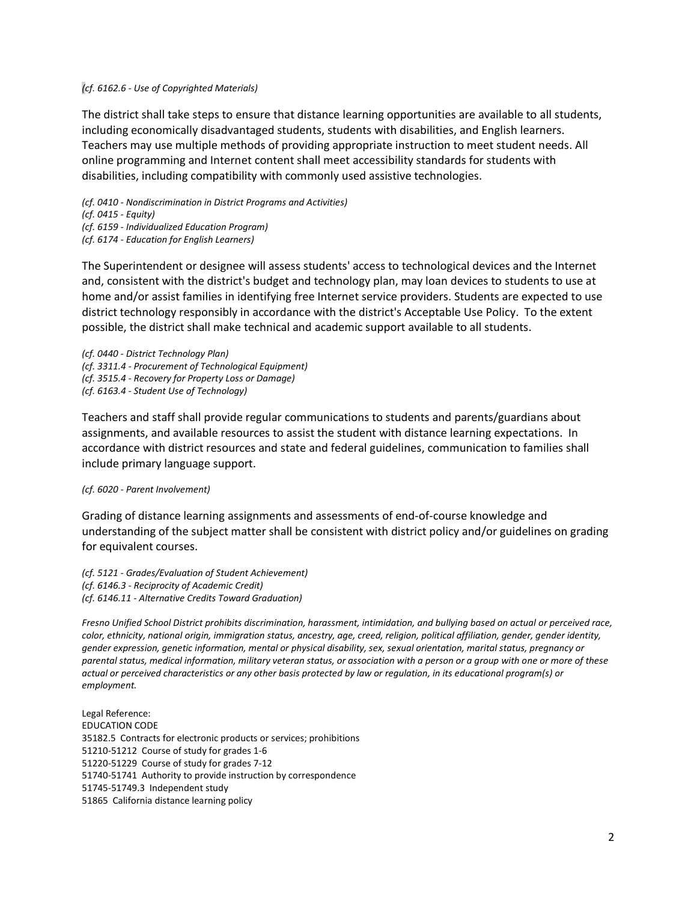*(cf. 6162.6 - Use of Copyrighted Materials)*

The district shall take steps to ensure that distance learning opportunities are available to all students, including economically disadvantaged students, students with disabilities, and English learners. Teachers may use multiple methods of providing appropriate instruction to meet student needs. All online programming and Internet content shall meet accessibility standards for students with disabilities, including compatibility with commonly used assistive technologies.

*(cf. 0410 - Nondiscrimination in District Programs and Activities)*
*(cf. 0415 - Equity)*
*(cf. 6159 - Individualized Education Program)*
*(cf. 6174 - Education for English Learners)*

The Superintendent or designee will assess students' access to technological devices and the Internet and, consistent with the district's budget and technology plan, may loan devices to students to use at home and/or assist families in identifying free Internet service providers. Students are expected to use district technology responsibly in accordance with the district's Acceptable Use Policy. To the extent possible, the district shall make technical and academic support available to all students.

*(cf. 0440 - District Technology Plan)*
*(cf. 3311.4 - Procurement of Technological Equipment)*
*(cf. 3515.4 - Recovery for Property Loss or Damage)*
*(cf. 6163.4 - Student Use of Technology)*

Teachers and staff shall provide regular communications to students and parents/guardians about assignments, and available resources to assist the student with distance learning expectations. In accordance with district resources and state and federal guidelines, communication to families shall include primary language support.

*(cf. 6020 - Parent Involvement)*

Grading of distance learning assignments and assessments of end-of-course knowledge and understanding of the subject matter shall be consistent with district policy and/or guidelines on grading for equivalent courses.

*(cf. 5121 - Grades/Evaluation of Student Achievement)*
*(cf. 6146.3 - Reciprocity of Academic Credit)*
*(cf. 6146.11 - Alternative Credits Toward Graduation)*

*Fresno Unified School District prohibits discrimination, harassment, intimidation, and bullying based on actual or perceived race, color, ethnicity, national origin, immigration status, ancestry, age, creed, religion, political affiliation, gender, gender identity, gender expression, genetic information, mental or physical disability, sex, sexual orientation, marital status, pregnancy or parental status, medical information, military veteran status, or association with a person or a group with one or more of these actual or perceived characteristics or any other basis protected by law or regulation, in its educational program(s) or employment.*

Legal Reference:
EDUCATION CODE
35182.5 Contracts for electronic products or services; prohibitions
51210-51212 Course of study for grades 1-6
51220-51229 Course of study for grades 7-12
51740-51741 Authority to provide instruction by correspondence
51745-51749.3 Independent study
51865 California distance learning policy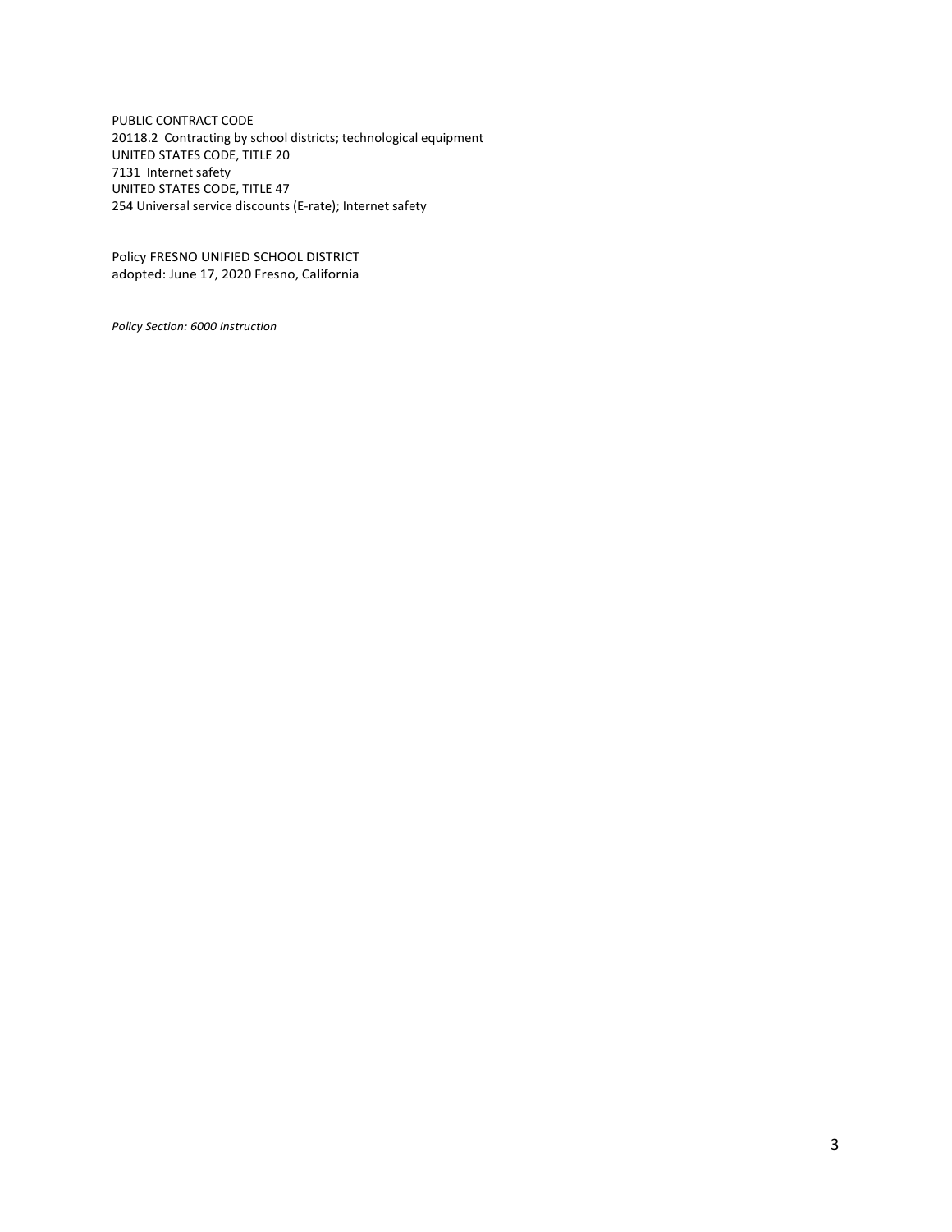PUBLIC CONTRACT CODE
20118.2 Contracting by school districts; technological equipment
UNITED STATES CODE, TITLE 20
7131 Internet safety
UNITED STATES CODE, TITLE 47
254 Universal service discounts (E-rate); Internet safety

Policy FRESNO UNIFIED SCHOOL DISTRICT
adopted: June 17, 2020 Fresno, California

*Policy Section: 6000 Instruction*